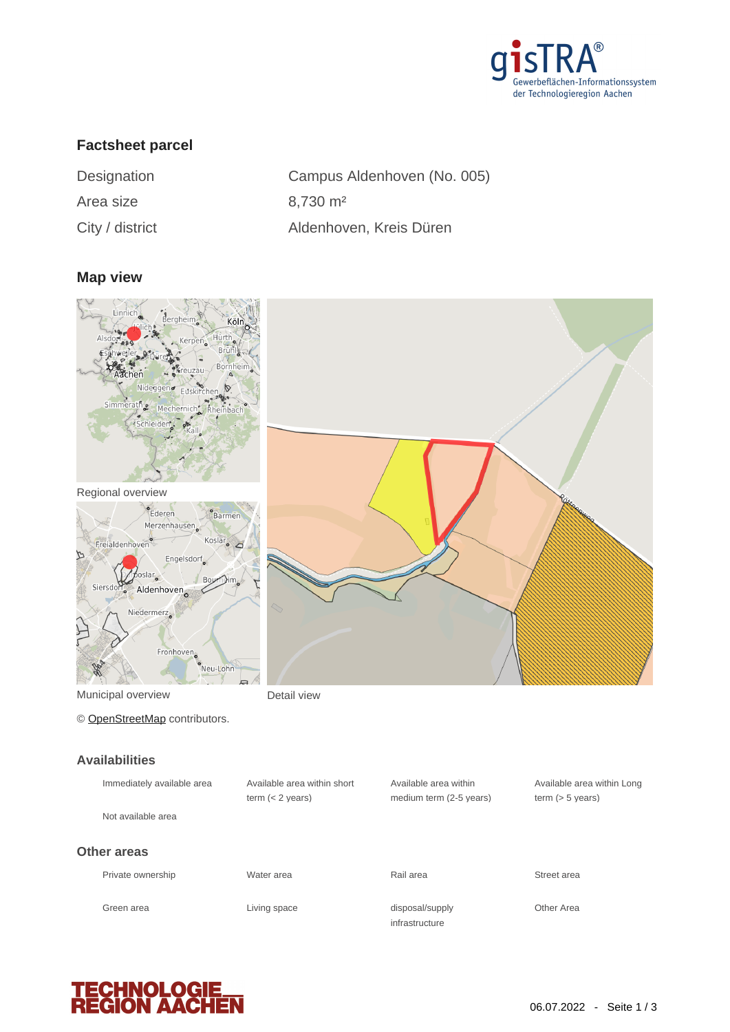## Factsheet parcel

| | |
|---|---|
| Designation | Campus Aldenhoven (No. 005) |
| Area size | 8,730 m² |
| City / district | Aldenhoven, Kreis Düren |

## Map view

Regional overview

Municipal overview

Detail view

© OpenStreetMap contributors.

## Availabilities

| | | | |
|---|---|---|---|
| Immediately available area | Available area within short term (< 2 years) | Available area within medium term (2-5 years) | Available area within Long term (> 5 years) |
| Not available area | | | |

## Other areas

| | | | |
|---|---|---|---|
| Private ownership | Water area | Rail area | Street area |
| Green area | Living space | disposal/supply infrastructure | Other Area |

06.07.2022 - Seite 1 / 3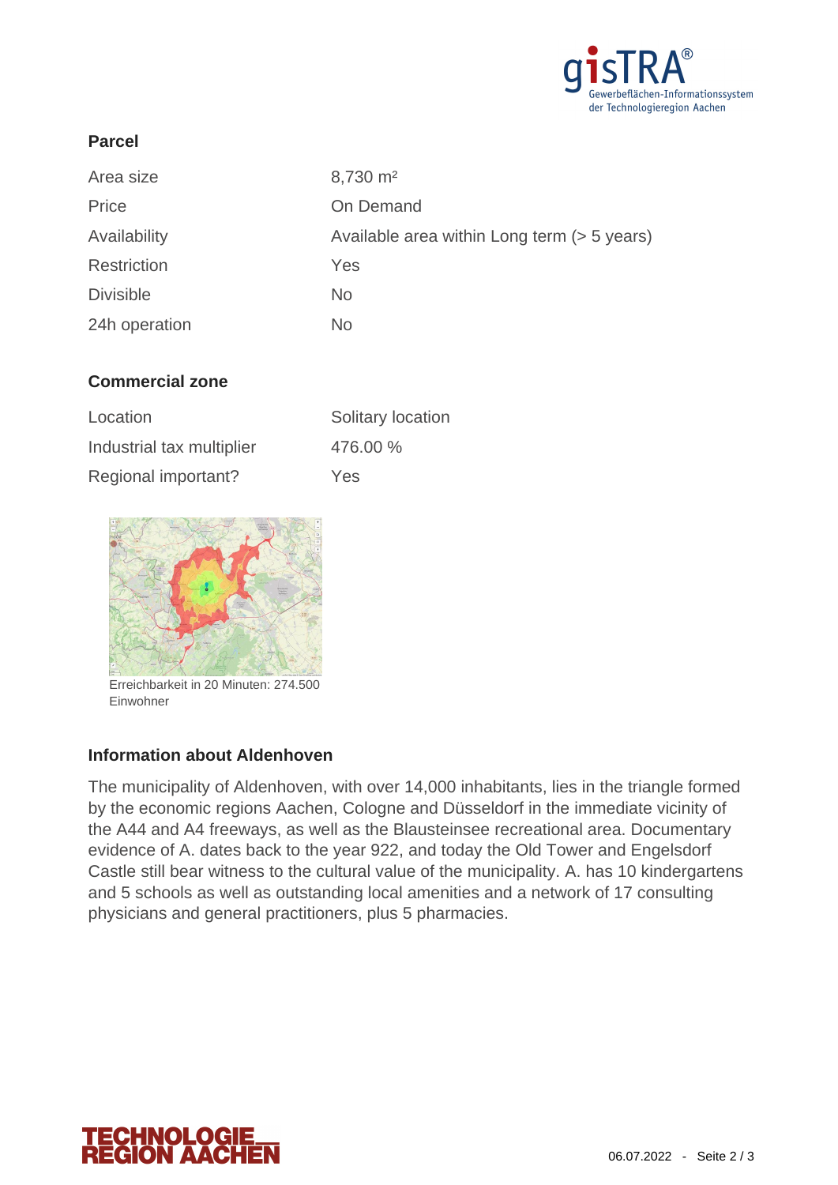## Parcel

| | |
|---|---|
| Area size | 8,730 m² |
| Price | On Demand |
| Availability | Available area within Long term (> 5 years) |
| Restriction | Yes |
| Divisible | No |
| 24h operation | No |

## Commercial zone

| | |
|---|---|
| Location | Solitary location |
| Industrial tax multiplier | 476.00 % |
| Regional important? | Yes |

Erreichbarkeit in 20 Minuten: 274.500 Einwohner

## Information about Aldenhoven

The municipality of Aldenhoven, with over 14,000 inhabitants, lies in the triangle formed by the economic regions Aachen, Cologne and Düsseldorf in the immediate vicinity of the A44 and A4 freeways, as well as the Blausteinsee recreational area. Documentary evidence of A. dates back to the year 922, and today the Old Tower and Engelsdorf Castle still bear witness to the cultural value of the municipality. A. has 10 kindergartens and 5 schools as well as outstanding local amenities and a network of 17 consulting physicians and general practitioners, plus 5 pharmacies.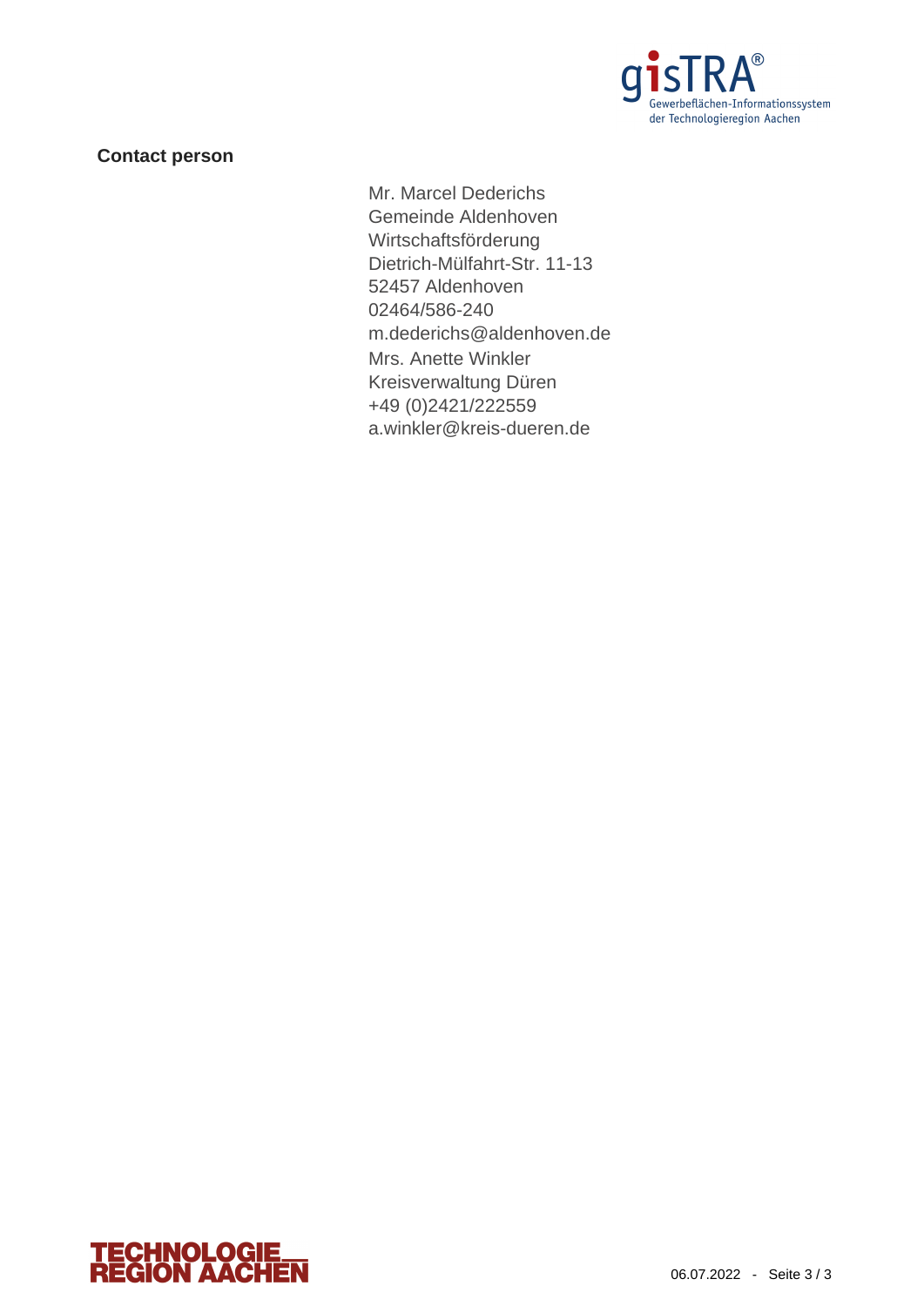**Contact person**

Mr. Marcel Dederichs
Gemeinde Aldenhoven
Wirtschaftsförderung
Dietrich-Mülfahrt-Str. 11-13
52457 Aldenhoven
02464/586-240
m.dederichs@aldenhoven.de

Mrs. Anette Winkler
Kreisverwaltung Düren
+49 (0)2421/222559
a.winkler@kreis-dueren.de